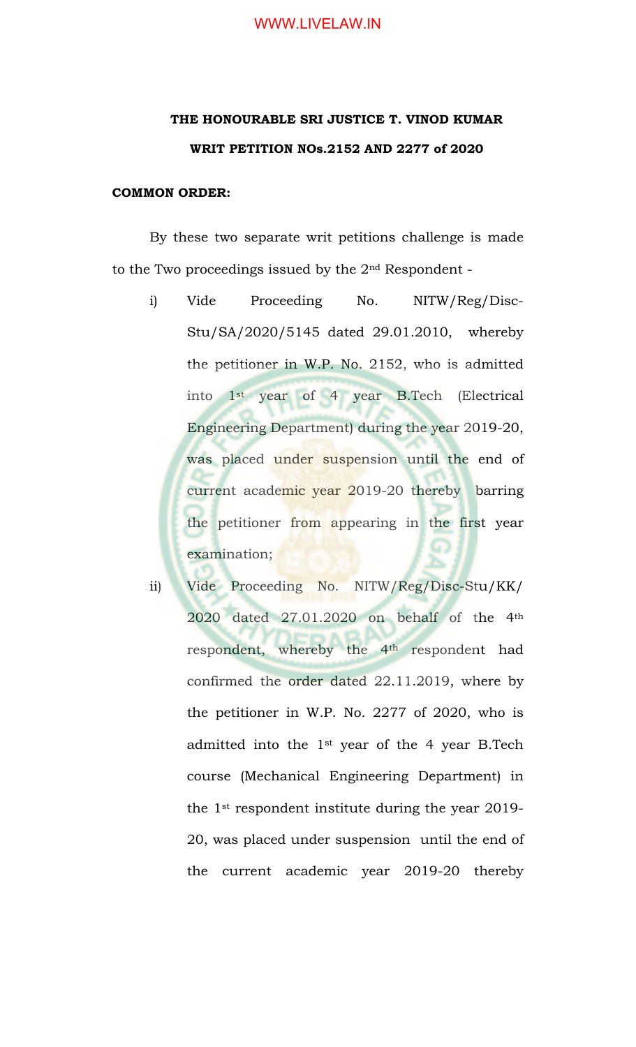**THE HONOURABLE SRI JUSTICE T. VINOD KUMAR**

**WRIT PETITION NOs.2152 AND 2277 of 2020**

**COMMON ORDER:**

By these two separate writ petitions challenge is made to the Two proceedings issued by the 2nd Respondent -

i) Vide Proceeding No. NITW/Reg/Disc-Stu/SA/2020/5145 dated 29.01.2010, whereby the petitioner in W.P. No. 2152, who is admitted into 1st year of 4 year B.Tech (Electrical Engineering Department) during the year 2019-20, was placed under suspension until the end of current academic year 2019-20 thereby barring the petitioner from appearing in the first year examination;

ii) Vide Proceeding No. NITW/Reg/Disc-Stu/KK/2020 dated 27.01.2020 on behalf of the 4th respondent, whereby the 4th respondent had confirmed the order dated 22.11.2019, where by the petitioner in W.P. No. 2277 of 2020, who is admitted into the 1st year of the 4 year B.Tech course (Mechanical Engineering Department) in the 1st respondent institute during the year 2019-20, was placed under suspension until the end of the current academic year 2019-20 thereby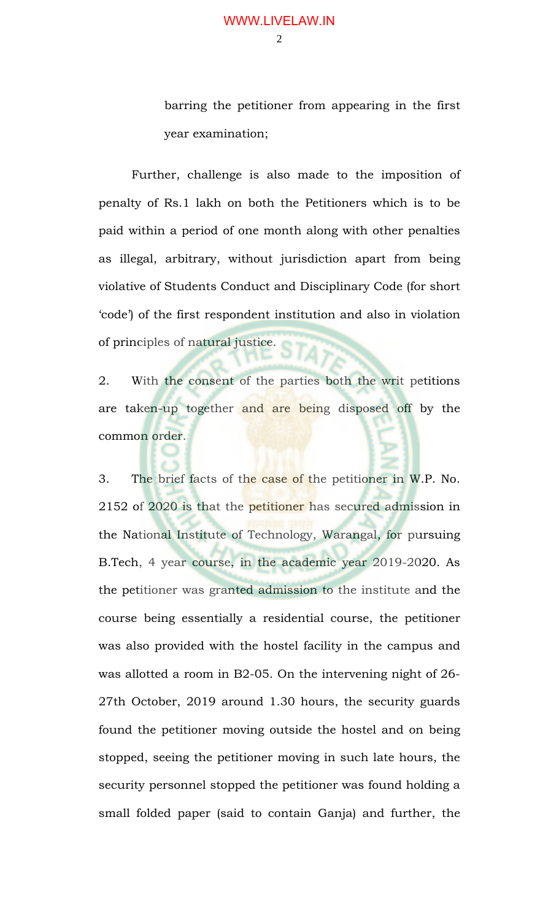barring the petitioner from appearing in the first year examination;

Further, challenge is also made to the imposition of penalty of Rs.1 lakh on both the Petitioners which is to be paid within a period of one month along with other penalties as illegal, arbitrary, without jurisdiction apart from being violative of Students Conduct and Disciplinary Code (for short 'code') of the first respondent institution and also in violation of principles of natural justice.

2. With the consent of the parties both the writ petitions are taken-up together and are being disposed off by the common order.

3. The brief facts of the case of the petitioner in W.P. No. 2152 of 2020 is that the petitioner has secured admission in the National Institute of Technology, Warangal, for pursuing B.Tech, 4 year course, in the academic year 2019-2020. As the petitioner was granted admission to the institute and the course being essentially a residential course, the petitioner was also provided with the hostel facility in the campus and was allotted a room in B2-05. On the intervening night of 26-27th October, 2019 around 1.30 hours, the security guards found the petitioner moving outside the hostel and on being stopped, seeing the petitioner moving in such late hours, the security personnel stopped the petitioner was found holding a small folded paper (said to contain Ganja) and further, the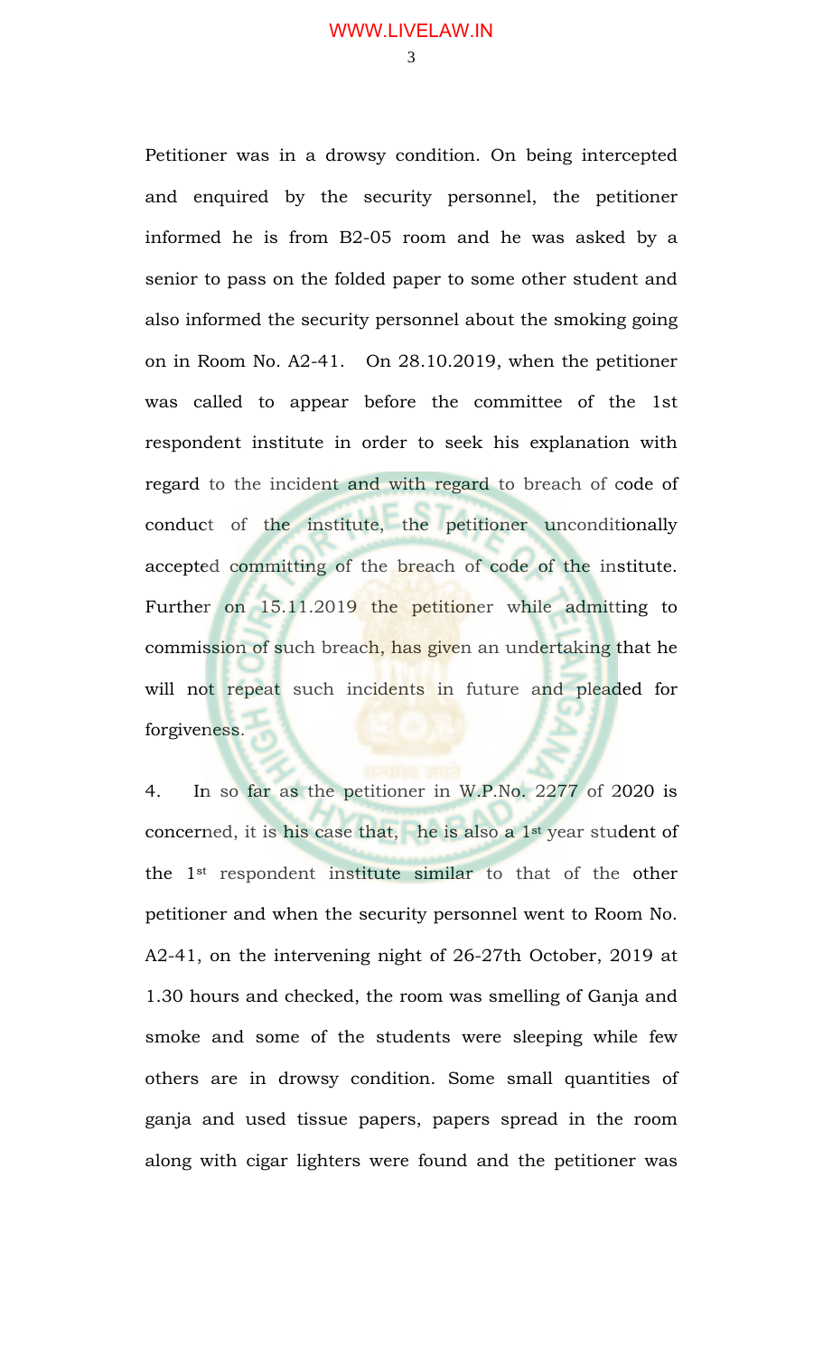Petitioner was in a drowsy condition. On being intercepted and enquired by the security personnel, the petitioner informed he is from B2-05 room and he was asked by a senior to pass on the folded paper to some other student and also informed the security personnel about the smoking going on in Room No. A2-41. On 28.10.2019, when the petitioner was called to appear before the committee of the 1st respondent institute in order to seek his explanation with regard to the incident and with regard to breach of code of conduct of the institute, the petitioner unconditionally accepted committing of the breach of code of the institute. Further on 15.11.2019 the petitioner while admitting to commission of such breach, has given an undertaking that he will not repeat such incidents in future and pleaded for forgiveness.

4. In so far as the petitioner in W.P.No. 2277 of 2020 is concerned, it is his case that, he is also a 1st year student of the 1st respondent institute similar to that of the other petitioner and when the security personnel went to Room No. A2-41, on the intervening night of 26-27th October, 2019 at 1.30 hours and checked, the room was smelling of Ganja and smoke and some of the students were sleeping while few others are in drowsy condition. Some small quantities of ganja and used tissue papers, papers spread in the room along with cigar lighters were found and the petitioner was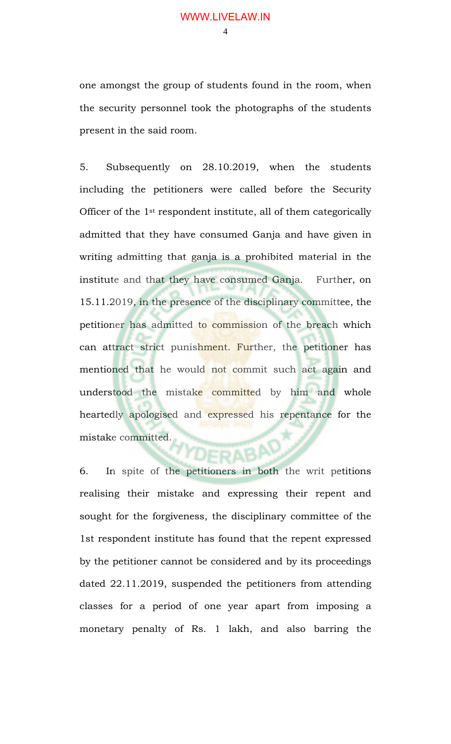one amongst the group of students found in the room, when the security personnel took the photographs of the students present in the said room.

5. Subsequently on 28.10.2019, when the students including the petitioners were called before the Security Officer of the 1st respondent institute, all of them categorically admitted that they have consumed Ganja and have given in writing admitting that ganja is a prohibited material in the institute and that they have consumed Ganja. Further, on 15.11.2019, in the presence of the disciplinary committee, the petitioner has admitted to commission of the breach which can attract strict punishment. Further, the petitioner has mentioned that he would not commit such act again and understood the mistake committed by him and whole heartedly apologised and expressed his repentance for the mistake committed.

6. In spite of the petitioners in both the writ petitions realising their mistake and expressing their repent and sought for the forgiveness, the disciplinary committee of the 1st respondent institute has found that the repent expressed by the petitioner cannot be considered and by its proceedings dated 22.11.2019, suspended the petitioners from attending classes for a period of one year apart from imposing a monetary penalty of Rs. 1 lakh, and also barring the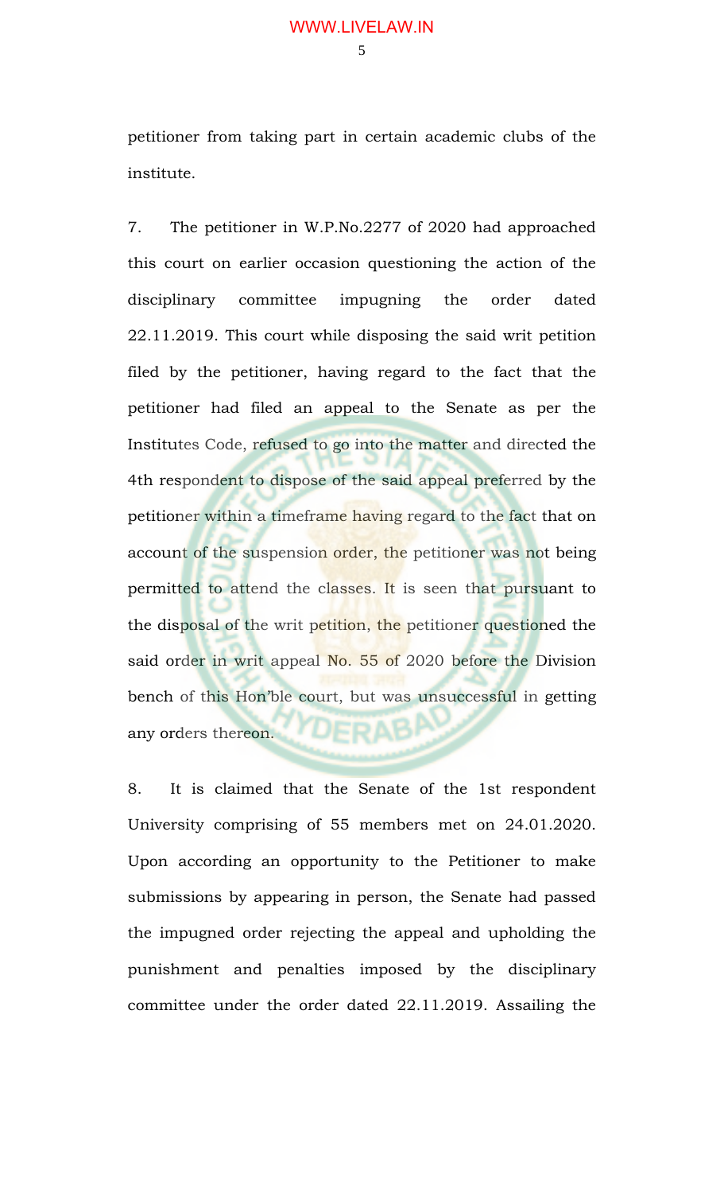petitioner from taking part in certain academic clubs of the institute.

7. The petitioner in W.P.No.2277 of 2020 had approached this court on earlier occasion questioning the action of the disciplinary committee impugning the order dated 22.11.2019. This court while disposing the said writ petition filed by the petitioner, having regard to the fact that the petitioner had filed an appeal to the Senate as per the Institutes Code, refused to go into the matter and directed the 4th respondent to dispose of the said appeal preferred by the petitioner within a timeframe having regard to the fact that on account of the suspension order, the petitioner was not being permitted to attend the classes. It is seen that pursuant to the disposal of the writ petition, the petitioner questioned the said order in writ appeal No. 55 of 2020 before the Division bench of this Hon'ble court, but was unsuccessful in getting any orders thereon.

8. It is claimed that the Senate of the 1st respondent University comprising of 55 members met on 24.01.2020. Upon according an opportunity to the Petitioner to make submissions by appearing in person, the Senate had passed the impugned order rejecting the appeal and upholding the punishment and penalties imposed by the disciplinary committee under the order dated 22.11.2019. Assailing the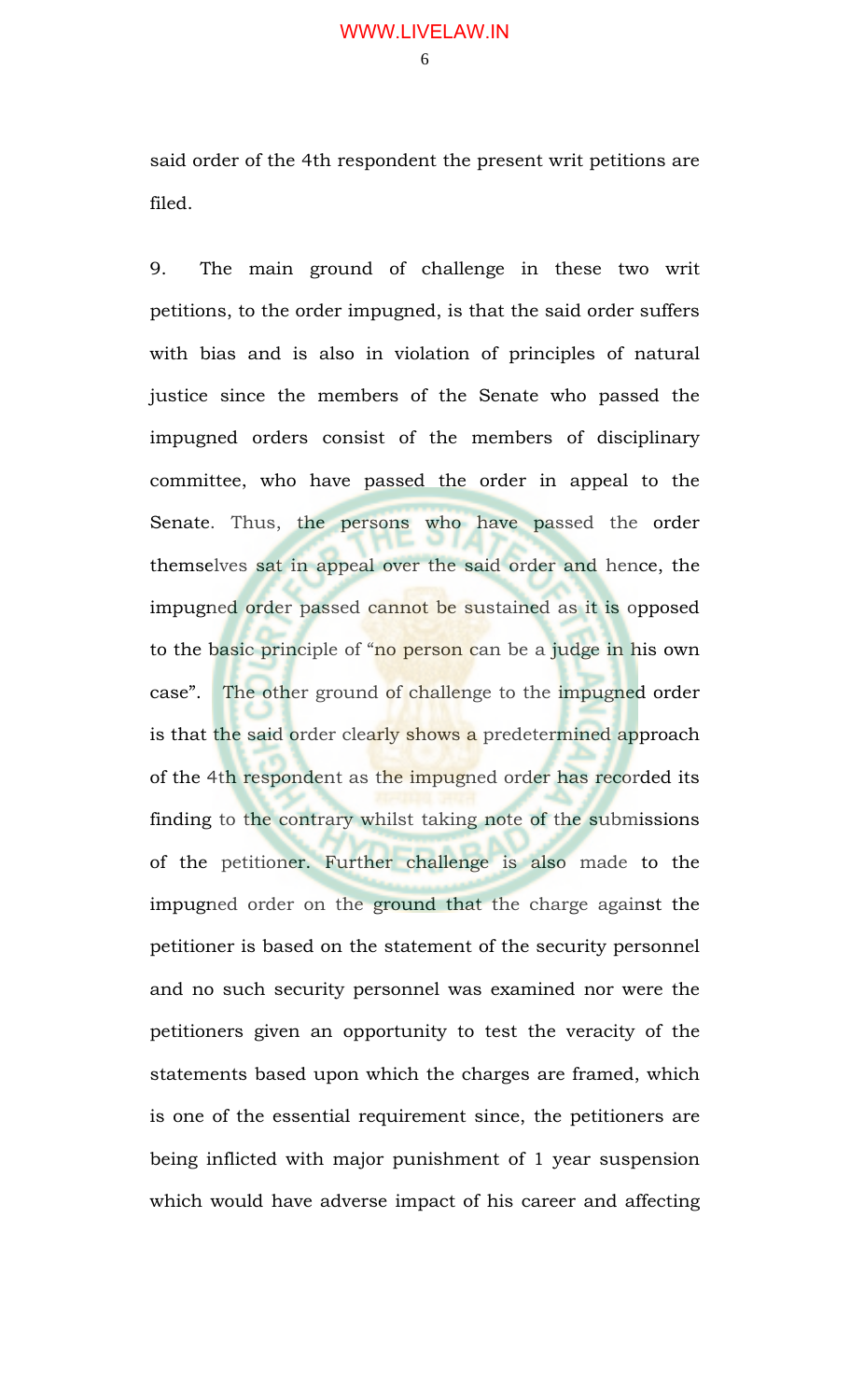said order of the 4th respondent the present writ petitions are filed.

9. The main ground of challenge in these two writ petitions, to the order impugned, is that the said order suffers with bias and is also in violation of principles of natural justice since the members of the Senate who passed the impugned orders consist of the members of disciplinary committee, who have passed the order in appeal to the Senate. Thus, the persons who have passed the order themselves sat in appeal over the said order and hence, the impugned order passed cannot be sustained as it is opposed to the basic principle of "no person can be a judge in his own case". The other ground of challenge to the impugned order is that the said order clearly shows a predetermined approach of the 4th respondent as the impugned order has recorded its finding to the contrary whilst taking note of the submissions of the petitioner. Further challenge is also made to the impugned order on the ground that the charge against the petitioner is based on the statement of the security personnel and no such security personnel was examined nor were the petitioners given an opportunity to test the veracity of the statements based upon which the charges are framed, which is one of the essential requirement since, the petitioners are being inflicted with major punishment of 1 year suspension which would have adverse impact of his career and affecting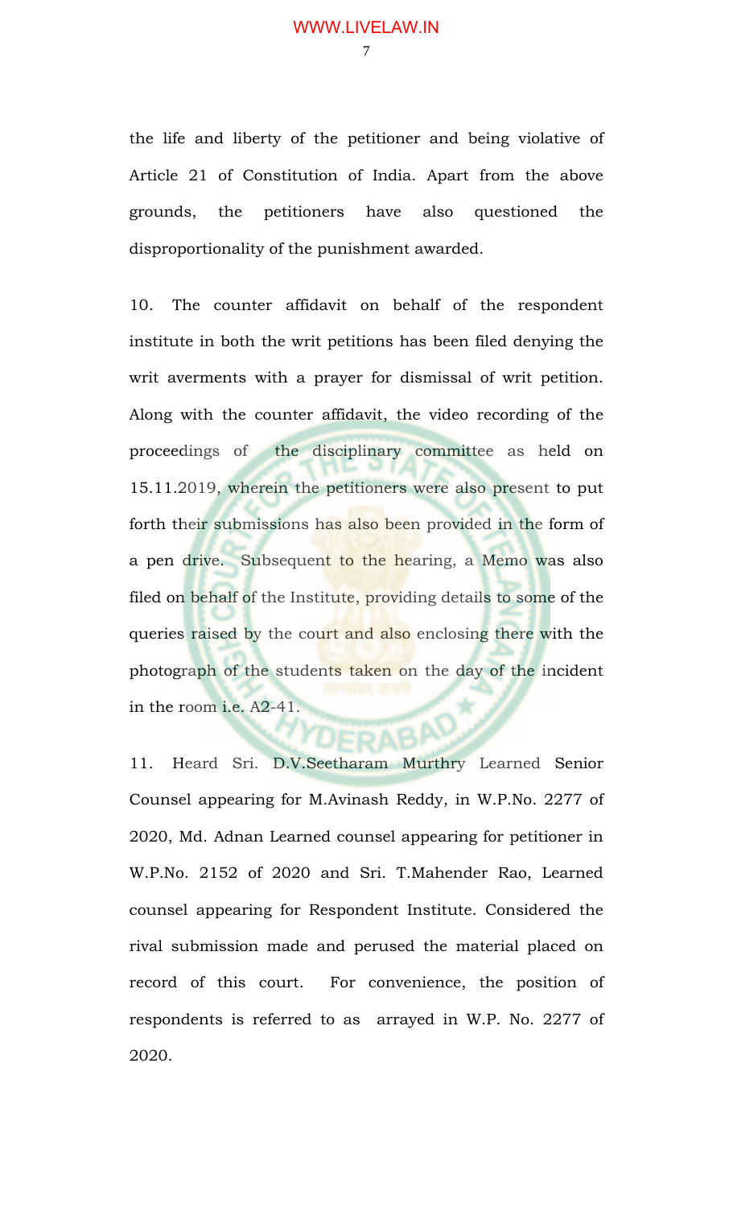the life and liberty of the petitioner and being violative of Article 21 of Constitution of India. Apart from the above grounds, the petitioners have also questioned the disproportionality of the punishment awarded.

10. The counter affidavit on behalf of the respondent institute in both the writ petitions has been filed denying the writ averments with a prayer for dismissal of writ petition. Along with the counter affidavit, the video recording of the proceedings of the disciplinary committee as held on 15.11.2019, wherein the petitioners were also present to put forth their submissions has also been provided in the form of a pen drive. Subsequent to the hearing, a Memo was also filed on behalf of the Institute, providing details to some of the queries raised by the court and also enclosing there with the photograph of the students taken on the day of the incident in the room i.e. A2-41.

11. Heard Sri. D.V.Seetharam Murthry Learned Senior Counsel appearing for M.Avinash Reddy, in W.P.No. 2277 of 2020, Md. Adnan Learned counsel appearing for petitioner in W.P.No. 2152 of 2020 and Sri. T.Mahender Rao, Learned counsel appearing for Respondent Institute. Considered the rival submission made and perused the material placed on record of this court. For convenience, the position of respondents is referred to as arrayed in W.P. No. 2277 of 2020.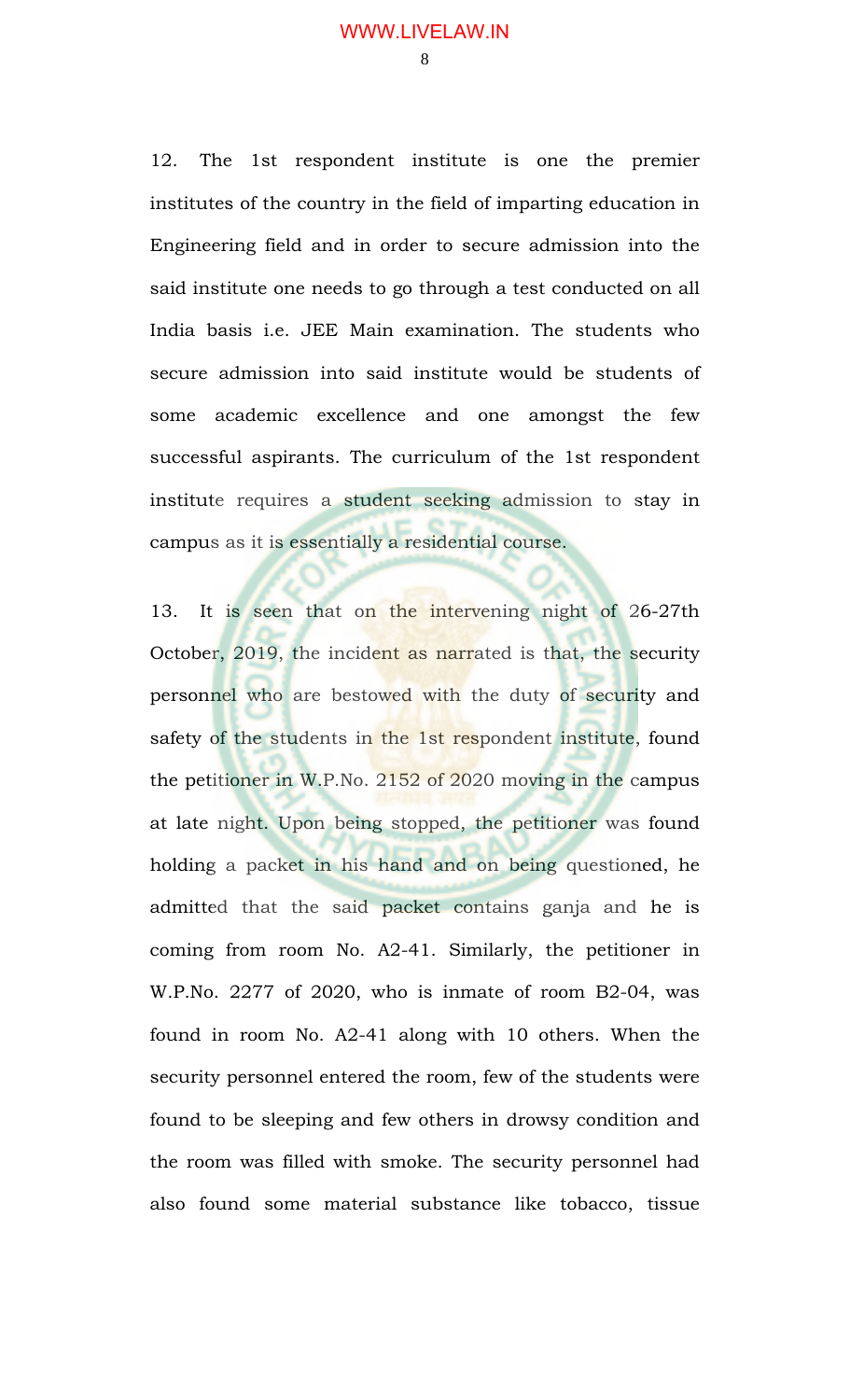12. The 1st respondent institute is one the premier institutes of the country in the field of imparting education in Engineering field and in order to secure admission into the said institute one needs to go through a test conducted on all India basis i.e. JEE Main examination. The students who secure admission into said institute would be students of some academic excellence and one amongst the few successful aspirants. The curriculum of the 1st respondent institute requires a student seeking admission to stay in campus as it is essentially a residential course.

13. It is seen that on the intervening night of 26-27th October, 2019, the incident as narrated is that, the security personnel who are bestowed with the duty of security and safety of the students in the 1st respondent institute, found the petitioner in W.P.No. 2152 of 2020 moving in the campus at late night. Upon being stopped, the petitioner was found holding a packet in his hand and on being questioned, he admitted that the said packet contains ganja and he is coming from room No. A2-41. Similarly, the petitioner in W.P.No. 2277 of 2020, who is inmate of room B2-04, was found in room No. A2-41 along with 10 others. When the security personnel entered the room, few of the students were found to be sleeping and few others in drowsy condition and the room was filled with smoke. The security personnel had also found some material substance like tobacco, tissue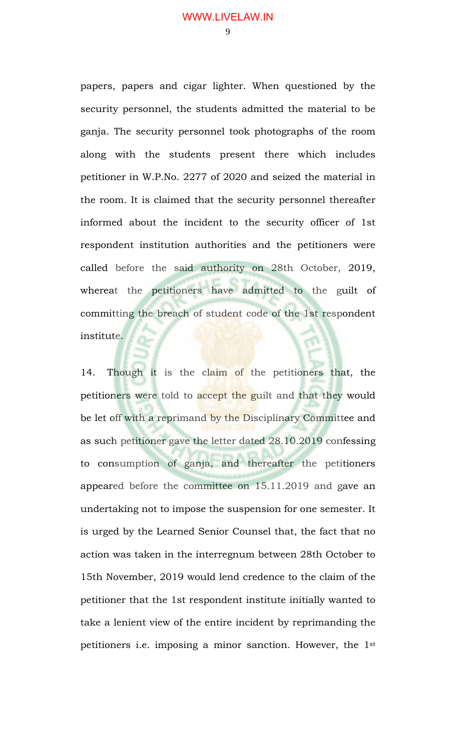papers, papers and cigar lighter. When questioned by the security personnel, the students admitted the material to be ganja. The security personnel took photographs of the room along with the students present there which includes petitioner in W.P.No. 2277 of 2020 and seized the material in the room. It is claimed that the security personnel thereafter informed about the incident to the security officer of 1st respondent institution authorities and the petitioners were called before the said authority on 28th October, 2019, whereat the petitioners have admitted to the guilt of committing the breach of student code of the 1st respondent institute.

14. Though it is the claim of the petitioners that, the petitioners were told to accept the guilt and that they would be let off with a reprimand by the Disciplinary Committee and as such petitioner gave the letter dated 28.10.2019 confessing to consumption of ganja, and thereafter the petitioners appeared before the committee on 15.11.2019 and gave an undertaking not to impose the suspension for one semester. It is urged by the Learned Senior Counsel that, the fact that no action was taken in the interregnum between 28th October to 15th November, 2019 would lend credence to the claim of the petitioner that the 1st respondent institute initially wanted to take a lenient view of the entire incident by reprimanding the petitioners i.e. imposing a minor sanction. However, the 1st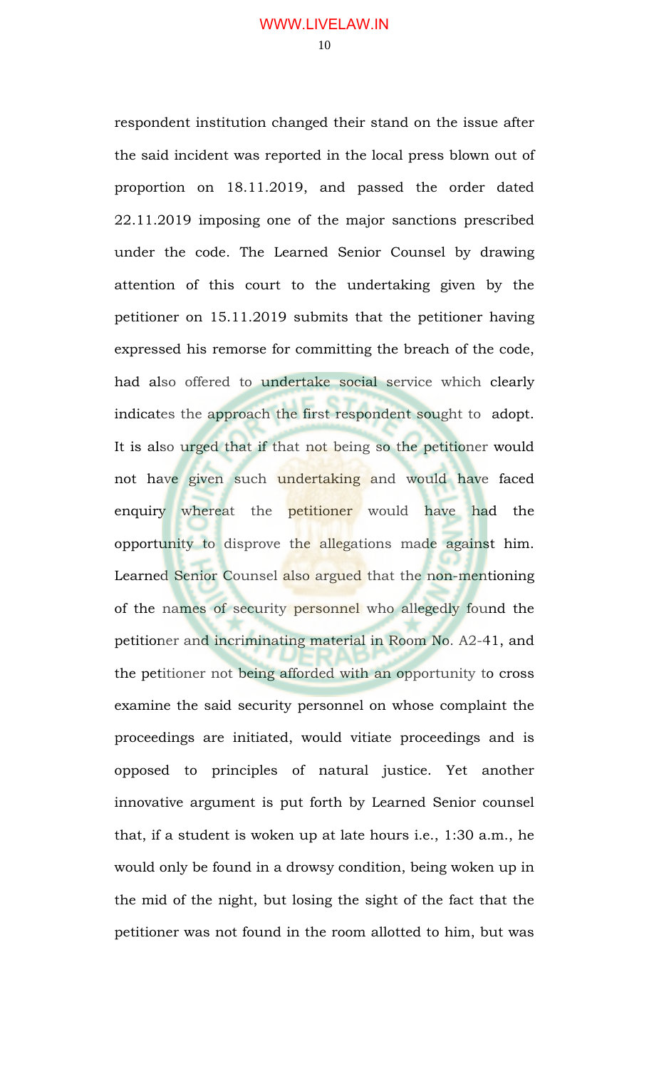respondent institution changed their stand on the issue after the said incident was reported in the local press blown out of proportion on 18.11.2019, and passed the order dated 22.11.2019 imposing one of the major sanctions prescribed under the code. The Learned Senior Counsel by drawing attention of this court to the undertaking given by the petitioner on 15.11.2019 submits that the petitioner having expressed his remorse for committing the breach of the code, had also offered to undertake social service which clearly indicates the approach the first respondent sought to adopt. It is also urged that if that not being so the petitioner would not have given such undertaking and would have faced enquiry whereat the petitioner would have had the opportunity to disprove the allegations made against him. Learned Senior Counsel also argued that the non-mentioning of the names of security personnel who allegedly found the petitioner and incriminating material in Room No. A2-41, and the petitioner not being afforded with an opportunity to cross examine the said security personnel on whose complaint the proceedings are initiated, would vitiate proceedings and is opposed to principles of natural justice. Yet another innovative argument is put forth by Learned Senior counsel that, if a student is woken up at late hours i.e., 1:30 a.m., he would only be found in a drowsy condition, being woken up in the mid of the night, but losing the sight of the fact that the petitioner was not found in the room allotted to him, but was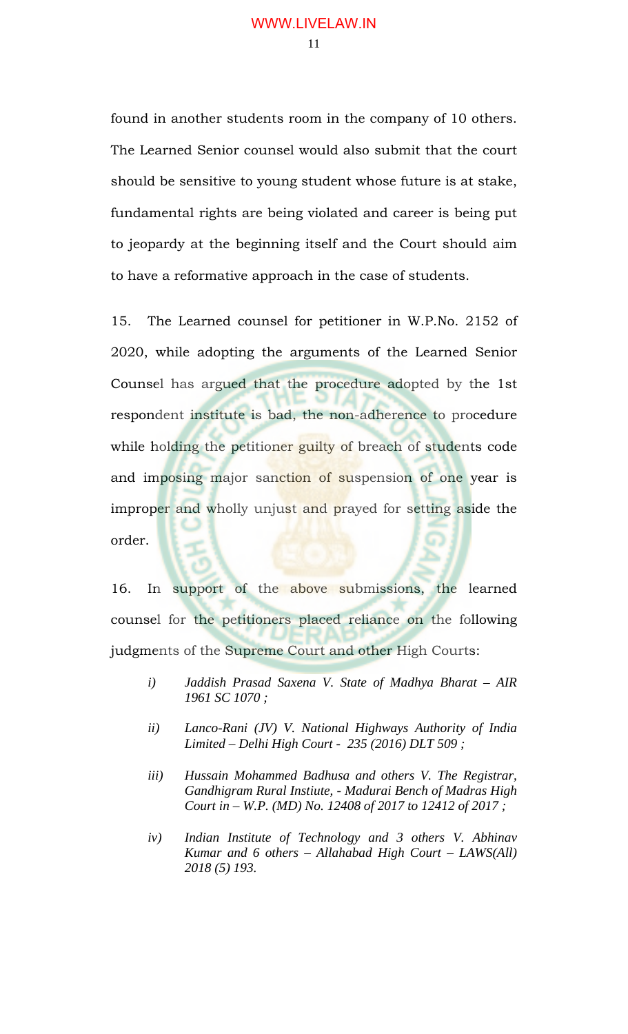found in another students room in the company of 10 others. The Learned Senior counsel would also submit that the court should be sensitive to young student whose future is at stake, fundamental rights are being violated and career is being put to jeopardy at the beginning itself and the Court should aim to have a reformative approach in the case of students.

15. The Learned counsel for petitioner in W.P.No. 2152 of 2020, while adopting the arguments of the Learned Senior Counsel has argued that the procedure adopted by the 1st respondent institute is bad, the non-adherence to procedure while holding the petitioner guilty of breach of students code and imposing major sanction of suspension of one year is improper and wholly unjust and prayed for setting aside the order.

16. In support of the above submissions, the learned counsel for the petitioners placed reliance on the following judgments of the Supreme Court and other High Courts:

i) *Jaddish Prasad Saxena V. State of Madhya Bharat – AIR 1961 SC 1070 ;*

ii) *Lanco-Rani (JV) V. National Highways Authority of India Limited – Delhi High Court - 235 (2016) DLT 509 ;*

iii) *Hussain Mohammed Badhusa and others V. The Registrar, Gandhigram Rural Instiute, - Madurai Bench of Madras High Court in – W.P. (MD) No. 12408 of 2017 to 12412 of 2017 ;*

iv) *Indian Institute of Technology and 3 others V. Abhinav Kumar and 6 others – Allahabad High Court – LAWS(All) 2018 (5) 193.*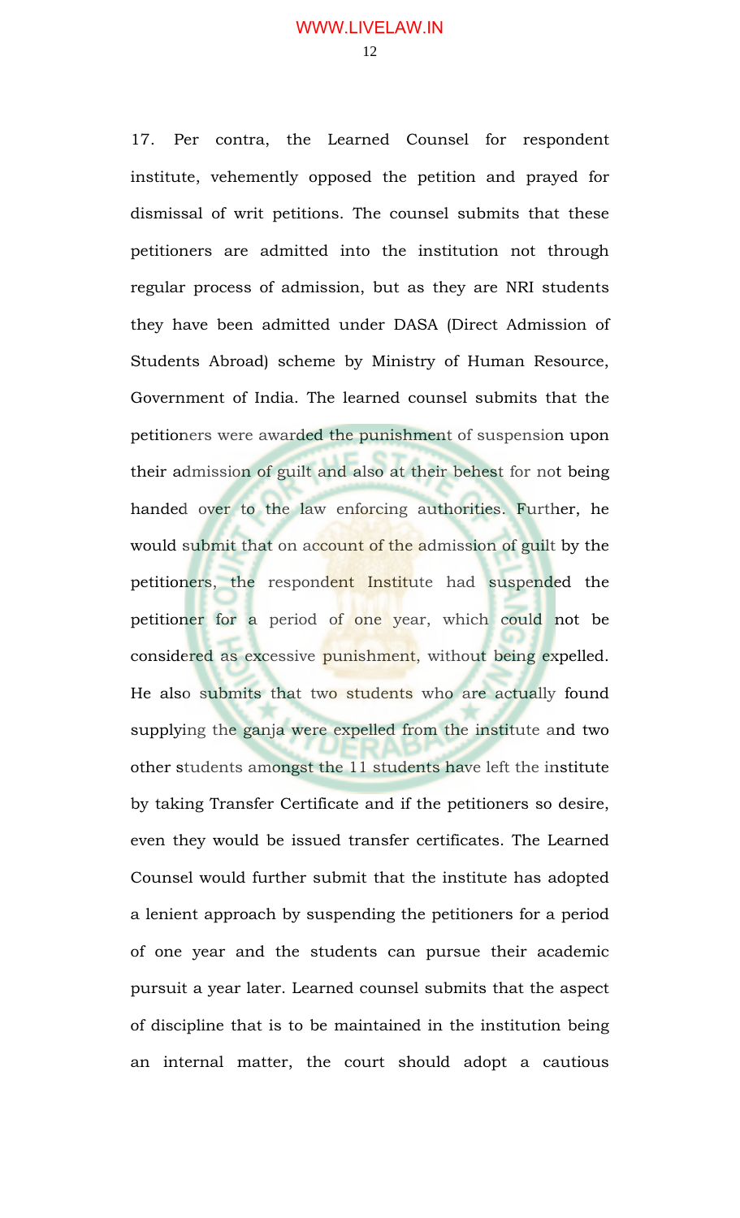17. Per contra, the Learned Counsel for respondent institute, vehemently opposed the petition and prayed for dismissal of writ petitions. The counsel submits that these petitioners are admitted into the institution not through regular process of admission, but as they are NRI students they have been admitted under DASA (Direct Admission of Students Abroad) scheme by Ministry of Human Resource, Government of India. The learned counsel submits that the petitioners were awarded the punishment of suspension upon their admission of guilt and also at their behest for not being handed over to the law enforcing authorities. Further, he would submit that on account of the admission of guilt by the petitioners, the respondent Institute had suspended the petitioner for a period of one year, which could not be considered as excessive punishment, without being expelled. He also submits that two students who are actually found supplying the ganja were expelled from the institute and two other students amongst the 11 students have left the institute by taking Transfer Certificate and if the petitioners so desire, even they would be issued transfer certificates. The Learned Counsel would further submit that the institute has adopted a lenient approach by suspending the petitioners for a period of one year and the students can pursue their academic pursuit a year later. Learned counsel submits that the aspect of discipline that is to be maintained in the institution being an internal matter, the court should adopt a cautious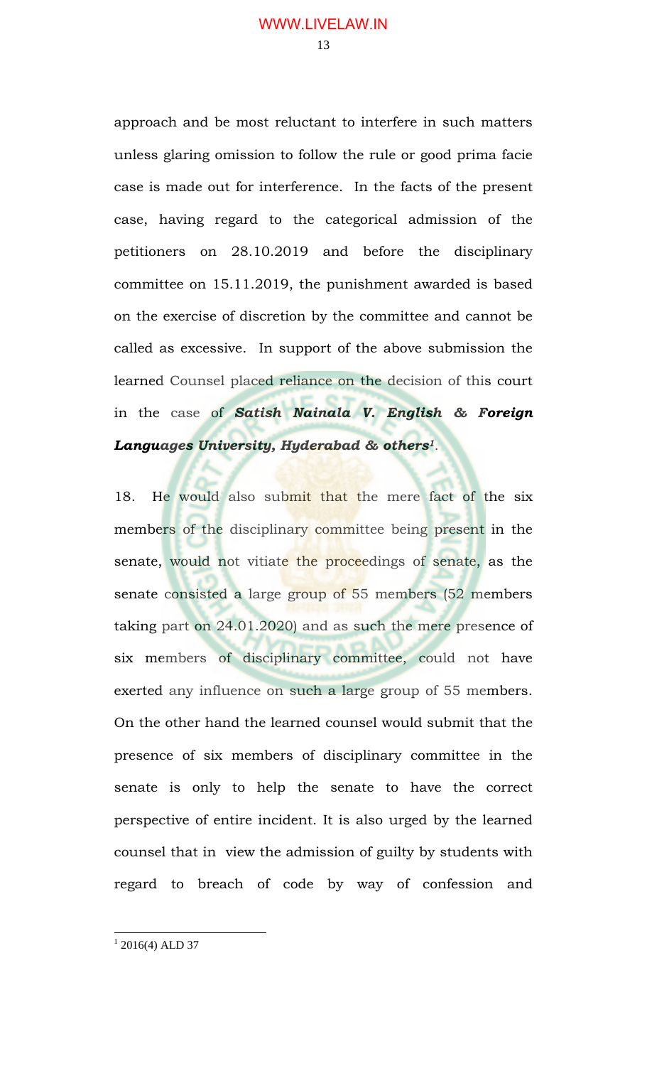approach and be most reluctant to interfere in such matters unless glaring omission to follow the rule or good prima facie case is made out for interference. In the facts of the present case, having regard to the categorical admission of the petitioners on 28.10.2019 and before the disciplinary committee on 15.11.2019, the punishment awarded is based on the exercise of discretion by the committee and cannot be called as excessive. In support of the above submission the learned Counsel placed reliance on the decision of this court in the case of ***Satish Nainala V. English & Foreign Languages University, Hyderabad & others***[1].

18. He would also submit that the mere fact of the six members of the disciplinary committee being present in the senate, would not vitiate the proceedings of senate, as the senate consisted a large group of 55 members (52 members taking part on 24.01.2020) and as such the mere presence of six members of disciplinary committee, could not have exerted any influence on such a large group of 55 members. On the other hand the learned counsel would submit that the presence of six members of disciplinary committee in the senate is only to help the senate to have the correct perspective of entire incident. It is also urged by the learned counsel that in view the admission of guilty by students with regard to breach of code by way of confession and

---

[1] 2016(4) ALD 37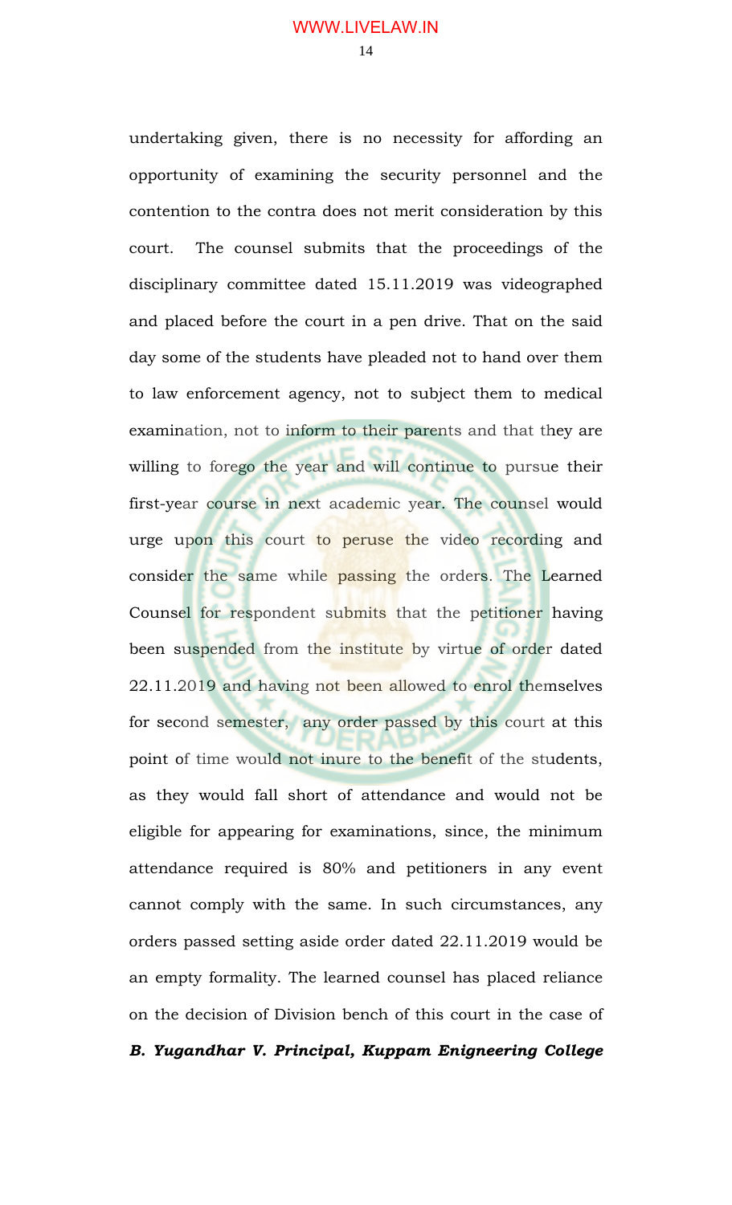undertaking given, there is no necessity for affording an opportunity of examining the security personnel and the contention to the contra does not merit consideration by this court. The counsel submits that the proceedings of the disciplinary committee dated 15.11.2019 was videographed and placed before the court in a pen drive. That on the said day some of the students have pleaded not to hand over them to law enforcement agency, not to subject them to medical examination, not to inform to their parents and that they are willing to forego the year and will continue to pursue their first-year course in next academic year. The counsel would urge upon this court to peruse the video recording and consider the same while passing the orders. The Learned Counsel for respondent submits that the petitioner having been suspended from the institute by virtue of order dated 22.11.2019 and having not been allowed to enrol themselves for second semester, any order passed by this court at this point of time would not inure to the benefit of the students, as they would fall short of attendance and would not be eligible for appearing for examinations, since, the minimum attendance required is 80% and petitioners in any event cannot comply with the same. In such circumstances, any orders passed setting aside order dated 22.11.2019 would be an empty formality. The learned counsel has placed reliance on the decision of Division bench of this court in the case of ***B. Yugandhar V. Principal, Kuppam Enigneering College***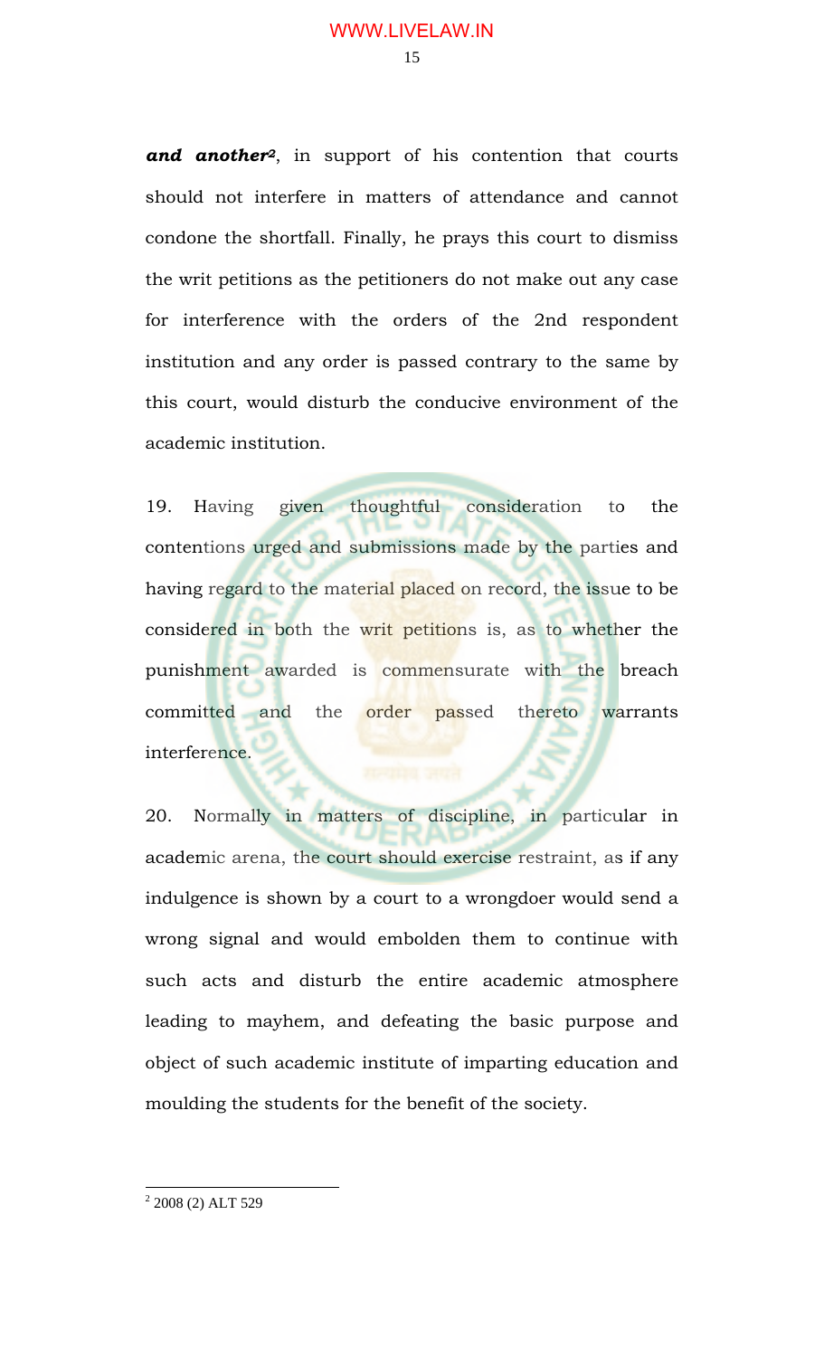***and another***[2], in support of his contention that courts should not interfere in matters of attendance and cannot condone the shortfall. Finally, he prays this court to dismiss the writ petitions as the petitioners do not make out any case for interference with the orders of the 2nd respondent institution and any order is passed contrary to the same by this court, would disturb the conducive environment of the academic institution.

19. Having given thoughtful consideration to the contentions urged and submissions made by the parties and having regard to the material placed on record, the issue to be considered in both the writ petitions is, as to whether the punishment awarded is commensurate with the breach committed and the order passed thereto warrants interference.

20. Normally in matters of discipline, in particular in academic arena, the court should exercise restraint, as if any indulgence is shown by a court to a wrongdoer would send a wrong signal and would embolden them to continue with such acts and disturb the entire academic atmosphere leading to mayhem, and defeating the basic purpose and object of such academic institute of imparting education and moulding the students for the benefit of the society.

---

[2] 2008 (2) ALT 529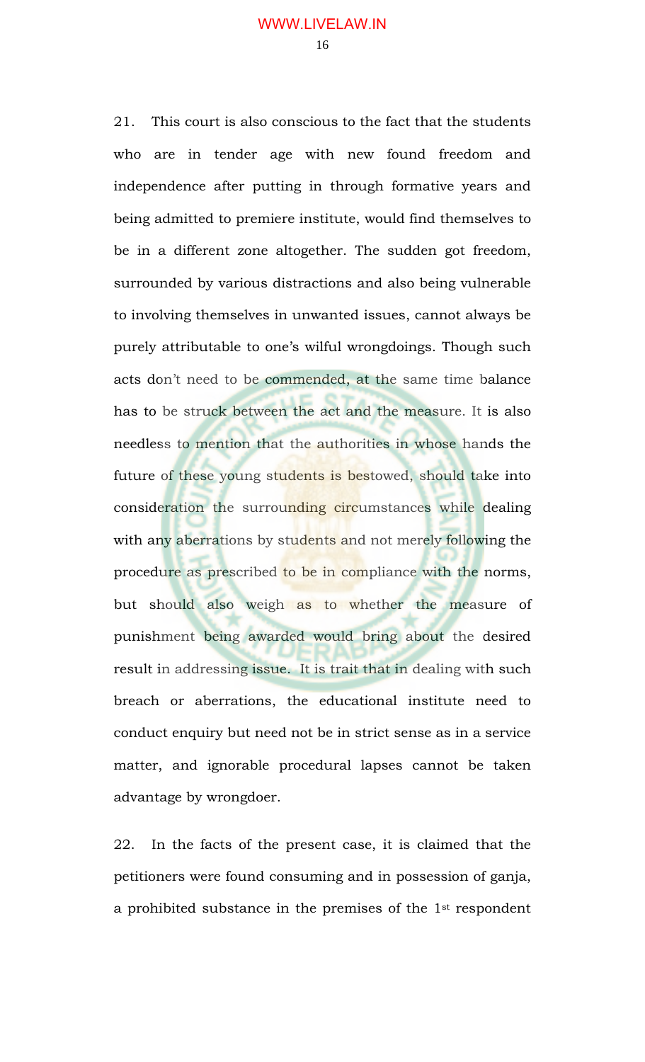21. This court is also conscious to the fact that the students who are in tender age with new found freedom and independence after putting in through formative years and being admitted to premiere institute, would find themselves to be in a different zone altogether. The sudden got freedom, surrounded by various distractions and also being vulnerable to involving themselves in unwanted issues, cannot always be purely attributable to one's wilful wrongdoings. Though such acts don't need to be commended, at the same time balance has to be struck between the act and the measure. It is also needless to mention that the authorities in whose hands the future of these young students is bestowed, should take into consideration the surrounding circumstances while dealing with any aberrations by students and not merely following the procedure as prescribed to be in compliance with the norms, but should also weigh as to whether the measure of punishment being awarded would bring about the desired result in addressing issue. It is trait that in dealing with such breach or aberrations, the educational institute need to conduct enquiry but need not be in strict sense as in a service matter, and ignorable procedural lapses cannot be taken advantage by wrongdoer.

22. In the facts of the present case, it is claimed that the petitioners were found consuming and in possession of ganja, a prohibited substance in the premises of the 1st respondent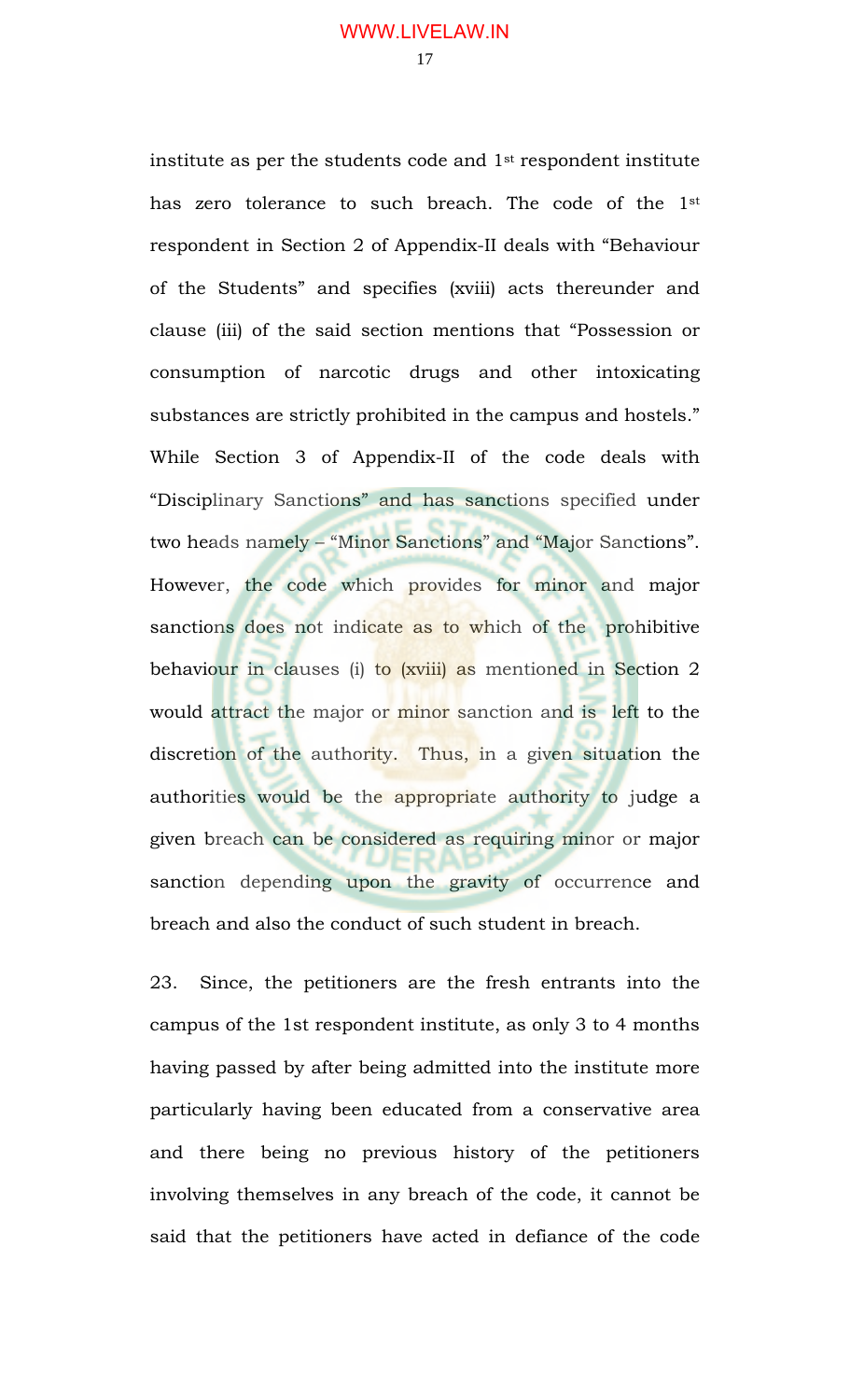institute as per the students code and 1st respondent institute has zero tolerance to such breach. The code of the 1st respondent in Section 2 of Appendix-II deals with "Behaviour of the Students" and specifies (xviii) acts thereunder and clause (iii) of the said section mentions that "Possession or consumption of narcotic drugs and other intoxicating substances are strictly prohibited in the campus and hostels." While Section 3 of Appendix-II of the code deals with "Disciplinary Sanctions" and has sanctions specified under two heads namely – "Minor Sanctions" and "Major Sanctions". However, the code which provides for minor and major sanctions does not indicate as to which of the prohibitive behaviour in clauses (i) to (xviii) as mentioned in Section 2 would attract the major or minor sanction and is left to the discretion of the authority. Thus, in a given situation the authorities would be the appropriate authority to judge a given breach can be considered as requiring minor or major sanction depending upon the gravity of occurrence and breach and also the conduct of such student in breach.

23. Since, the petitioners are the fresh entrants into the campus of the 1st respondent institute, as only 3 to 4 months having passed by after being admitted into the institute more particularly having been educated from a conservative area and there being no previous history of the petitioners involving themselves in any breach of the code, it cannot be said that the petitioners have acted in defiance of the code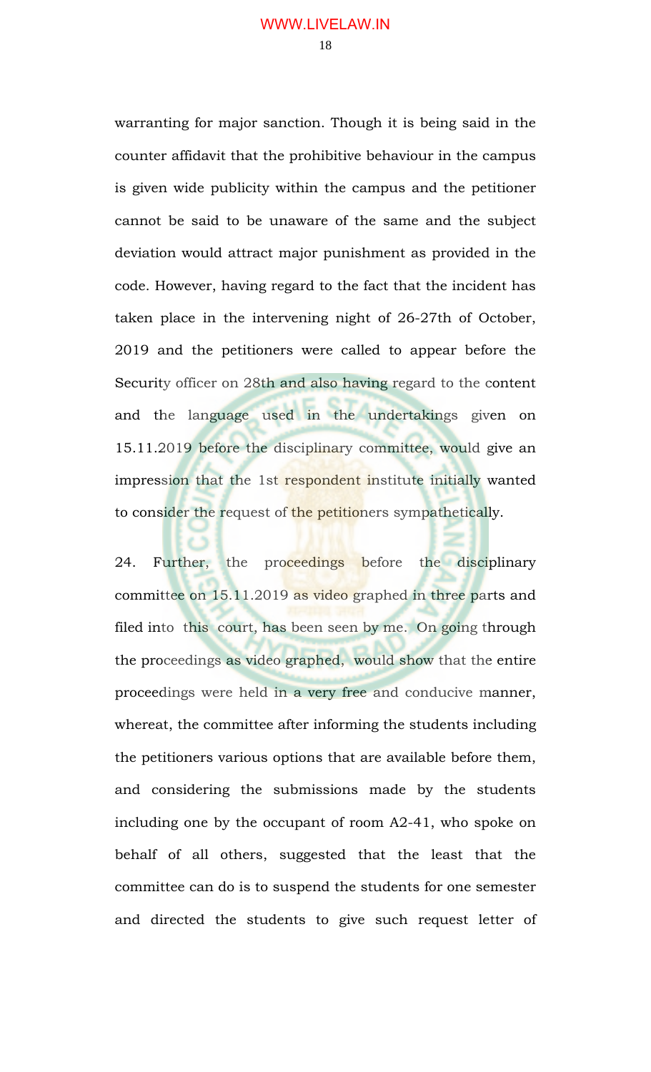warranting for major sanction. Though it is being said in the counter affidavit that the prohibitive behaviour in the campus is given wide publicity within the campus and the petitioner cannot be said to be unaware of the same and the subject deviation would attract major punishment as provided in the code. However, having regard to the fact that the incident has taken place in the intervening night of 26-27th of October, 2019 and the petitioners were called to appear before the Security officer on 28th and also having regard to the content and the language used in the undertakings given on 15.11.2019 before the disciplinary committee, would give an impression that the 1st respondent institute initially wanted to consider the request of the petitioners sympathetically.

24. Further, the proceedings before the disciplinary committee on 15.11.2019 as video graphed in three parts and filed into this court, has been seen by me. On going through the proceedings as video graphed, would show that the entire proceedings were held in a very free and conducive manner, whereat, the committee after informing the students including the petitioners various options that are available before them, and considering the submissions made by the students including one by the occupant of room A2-41, who spoke on behalf of all others, suggested that the least that the committee can do is to suspend the students for one semester and directed the students to give such request letter of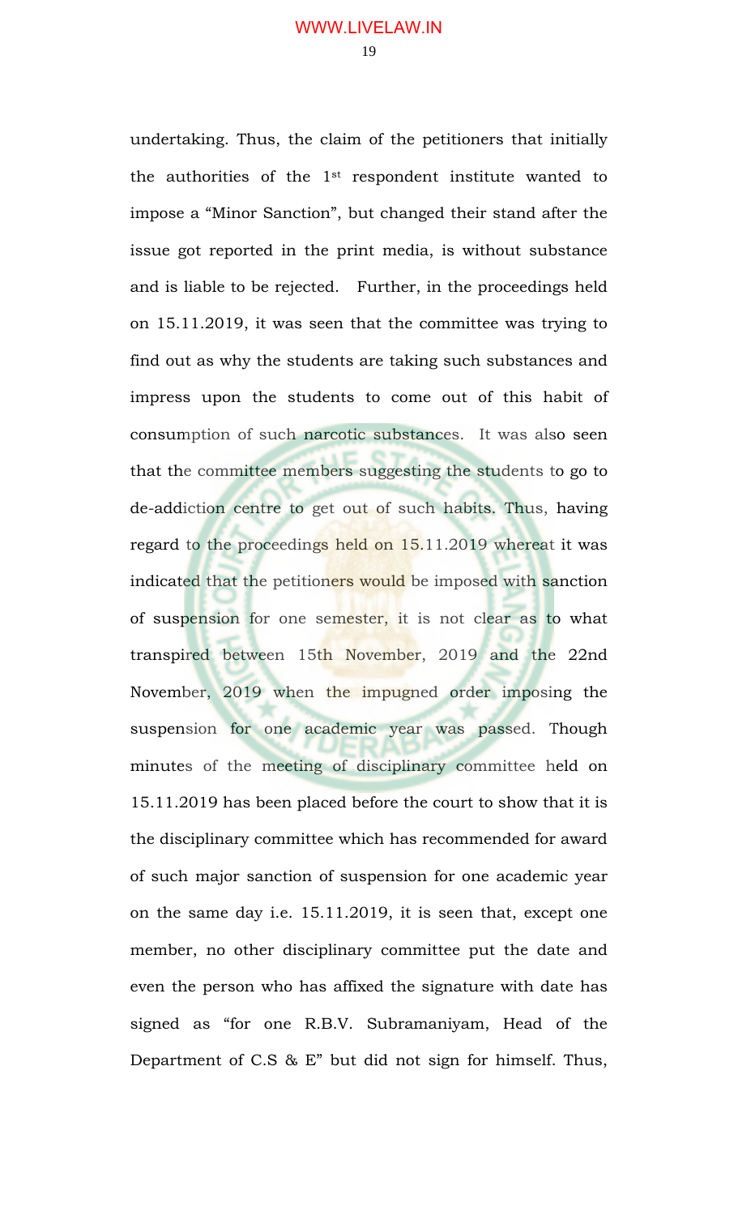undertaking. Thus, the claim of the petitioners that initially the authorities of the 1st respondent institute wanted to impose a "Minor Sanction", but changed their stand after the issue got reported in the print media, is without substance and is liable to be rejected. Further, in the proceedings held on 15.11.2019, it was seen that the committee was trying to find out as why the students are taking such substances and impress upon the students to come out of this habit of consumption of such narcotic substances. It was also seen that the committee members suggesting the students to go to de-addiction centre to get out of such habits. Thus, having regard to the proceedings held on 15.11.2019 whereat it was indicated that the petitioners would be imposed with sanction of suspension for one semester, it is not clear as to what transpired between 15th November, 2019 and the 22nd November, 2019 when the impugned order imposing the suspension for one academic year was passed. Though minutes of the meeting of disciplinary committee held on 15.11.2019 has been placed before the court to show that it is the disciplinary committee which has recommended for award of such major sanction of suspension for one academic year on the same day i.e. 15.11.2019, it is seen that, except one member, no other disciplinary committee put the date and even the person who has affixed the signature with date has signed as "for one R.B.V. Subramaniyam, Head of the Department of C.S & E" but did not sign for himself. Thus,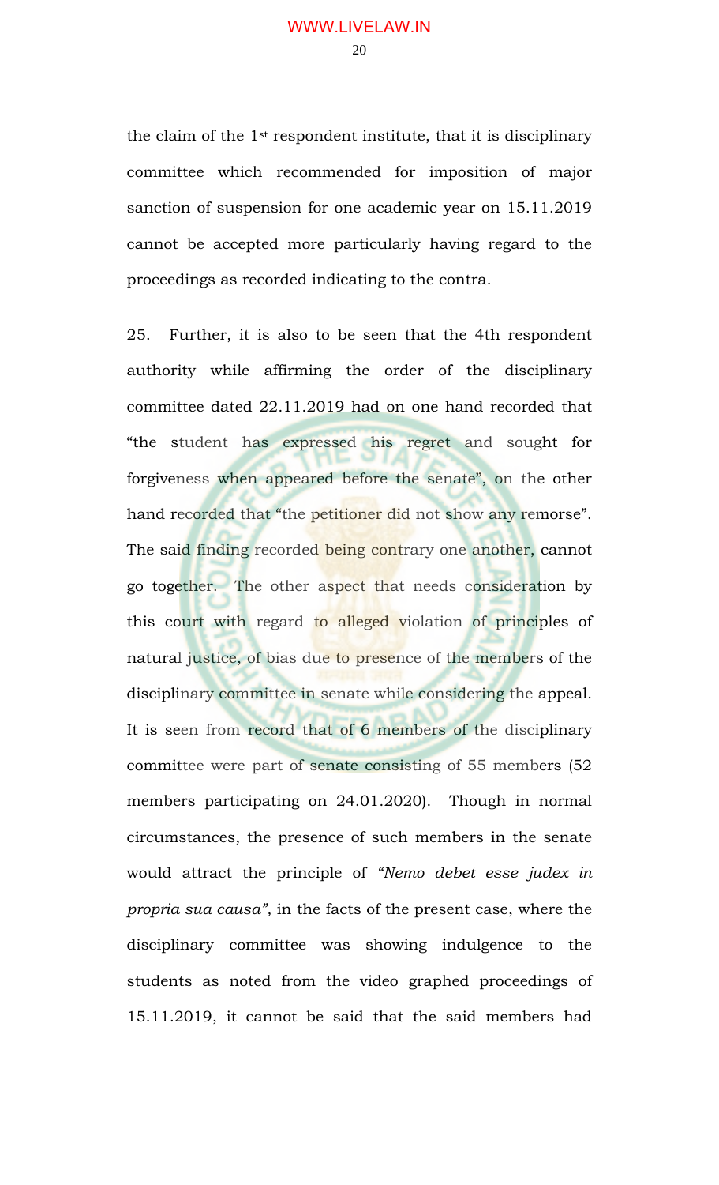the claim of the 1st respondent institute, that it is disciplinary committee which recommended for imposition of major sanction of suspension for one academic year on 15.11.2019 cannot be accepted more particularly having regard to the proceedings as recorded indicating to the contra.

25. Further, it is also to be seen that the 4th respondent authority while affirming the order of the disciplinary committee dated 22.11.2019 had on one hand recorded that "the student has expressed his regret and sought for forgiveness when appeared before the senate", on the other hand recorded that "the petitioner did not show any remorse". The said finding recorded being contrary one another, cannot go together. The other aspect that needs consideration by this court with regard to alleged violation of principles of natural justice, of bias due to presence of the members of the disciplinary committee in senate while considering the appeal. It is seen from record that of 6 members of the disciplinary committee were part of senate consisting of 55 members (52 members participating on 24.01.2020). Though in normal circumstances, the presence of such members in the senate would attract the principle of *"Nemo debet esse judex in propria sua causa",* in the facts of the present case, where the disciplinary committee was showing indulgence to the students as noted from the video graphed proceedings of 15.11.2019, it cannot be said that the said members had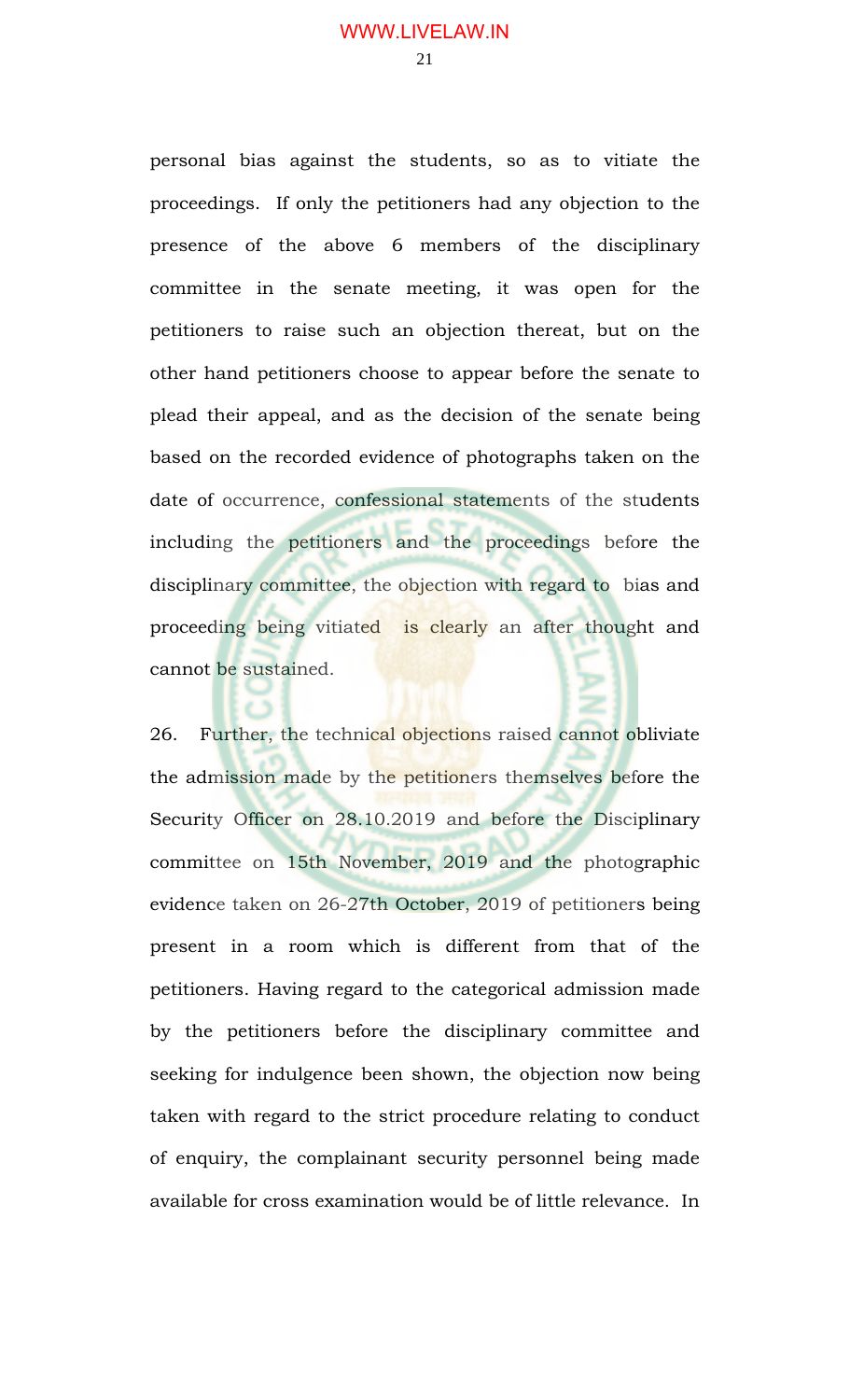personal bias against the students, so as to vitiate the proceedings. If only the petitioners had any objection to the presence of the above 6 members of the disciplinary committee in the senate meeting, it was open for the petitioners to raise such an objection thereat, but on the other hand petitioners choose to appear before the senate to plead their appeal, and as the decision of the senate being based on the recorded evidence of photographs taken on the date of occurrence, confessional statements of the students including the petitioners and the proceedings before the disciplinary committee, the objection with regard to bias and proceeding being vitiated is clearly an after thought and cannot be sustained.

26. Further, the technical objections raised cannot obliviate the admission made by the petitioners themselves before the Security Officer on 28.10.2019 and before the Disciplinary committee on 15th November, 2019 and the photographic evidence taken on 26-27th October, 2019 of petitioners being present in a room which is different from that of the petitioners. Having regard to the categorical admission made by the petitioners before the disciplinary committee and seeking for indulgence been shown, the objection now being taken with regard to the strict procedure relating to conduct of enquiry, the complainant security personnel being made available for cross examination would be of little relevance. In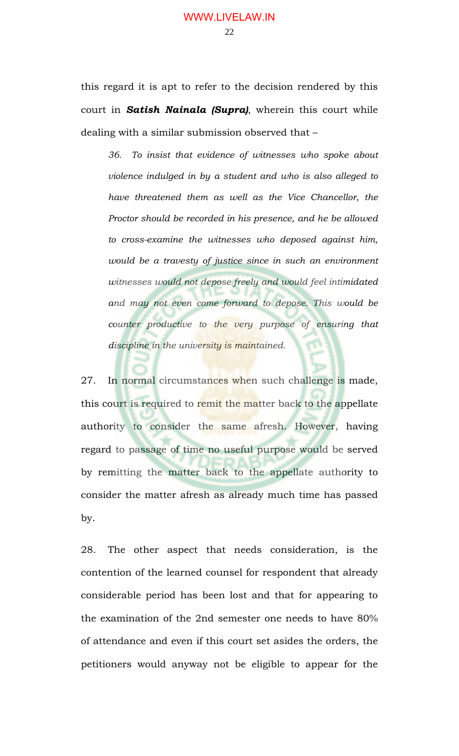this regard it is apt to refer to the decision rendered by this court in ***Satish Nainala (Supra)***, wherein this court while dealing with a similar submission observed that –

> *36. To insist that evidence of witnesses who spoke about violence indulged in by a student and who is also alleged to have threatened them as well as the Vice Chancellor, the Proctor should be recorded in his presence, and he be allowed to cross-examine the witnesses who deposed against him, would be a travesty of justice since in such an environment witnesses would not depose freely and would feel intimidated and may not even come forward to depose. This would be counter productive to the very purpose of ensuring that discipline in the university is maintained.*

27. In normal circumstances when such challenge is made, this court is required to remit the matter back to the appellate authority to consider the same afresh. However, having regard to passage of time no useful purpose would be served by remitting the matter back to the appellate authority to consider the matter afresh as already much time has passed by.

28. The other aspect that needs consideration, is the contention of the learned counsel for respondent that already considerable period has been lost and that for appearing to the examination of the 2nd semester one needs to have 80% of attendance and even if this court set asides the orders, the petitioners would anyway not be eligible to appear for the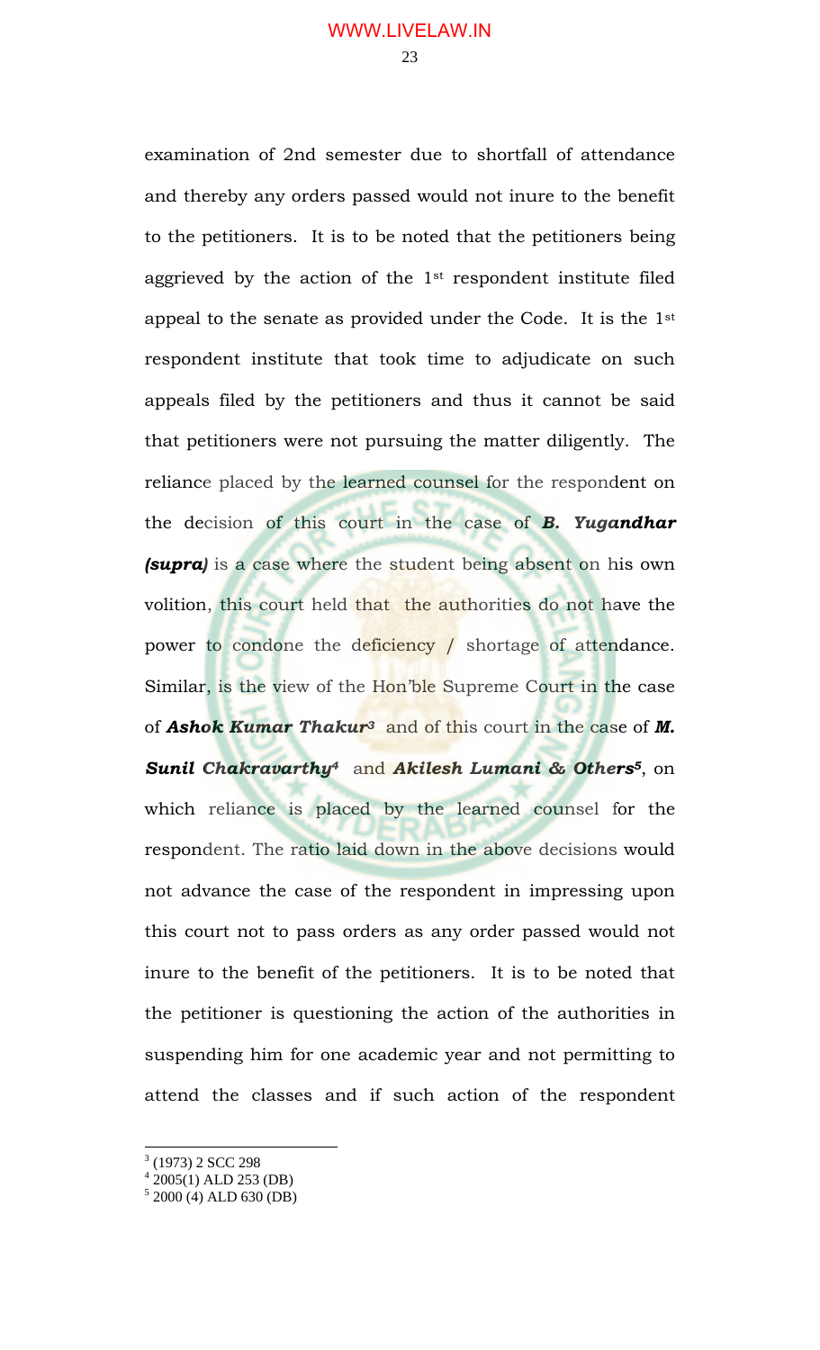examination of 2nd semester due to shortfall of attendance and thereby any orders passed would not inure to the benefit to the petitioners. It is to be noted that the petitioners being aggrieved by the action of the 1st respondent institute filed appeal to the senate as provided under the Code. It is the 1st respondent institute that took time to adjudicate on such appeals filed by the petitioners and thus it cannot be said that petitioners were not pursuing the matter diligently. The reliance placed by the learned counsel for the respondent on the decision of this court in the case of ***B. Yugandhar (supra)*** is a case where the student being absent on his own volition, this court held that the authorities do not have the power to condone the deficiency / shortage of attendance. Similar, is the view of the Hon'ble Supreme Court in the case of ***Ashok Kumar Thakur***[3] and of this court in the case of ***M. Sunil Chakravarthy***[4] and ***Akilesh Lumani & Others***[5], on which reliance is placed by the learned counsel for the respondent. The ratio laid down in the above decisions would not advance the case of the respondent in impressing upon this court not to pass orders as any order passed would not inure to the benefit of the petitioners. It is to be noted that the petitioner is questioning the action of the authorities in suspending him for one academic year and not permitting to attend the classes and if such action of the respondent

---

[3] (1973) 2 SCC 298
[4] 2005(1) ALD 253 (DB)
[5] 2000 (4) ALD 630 (DB)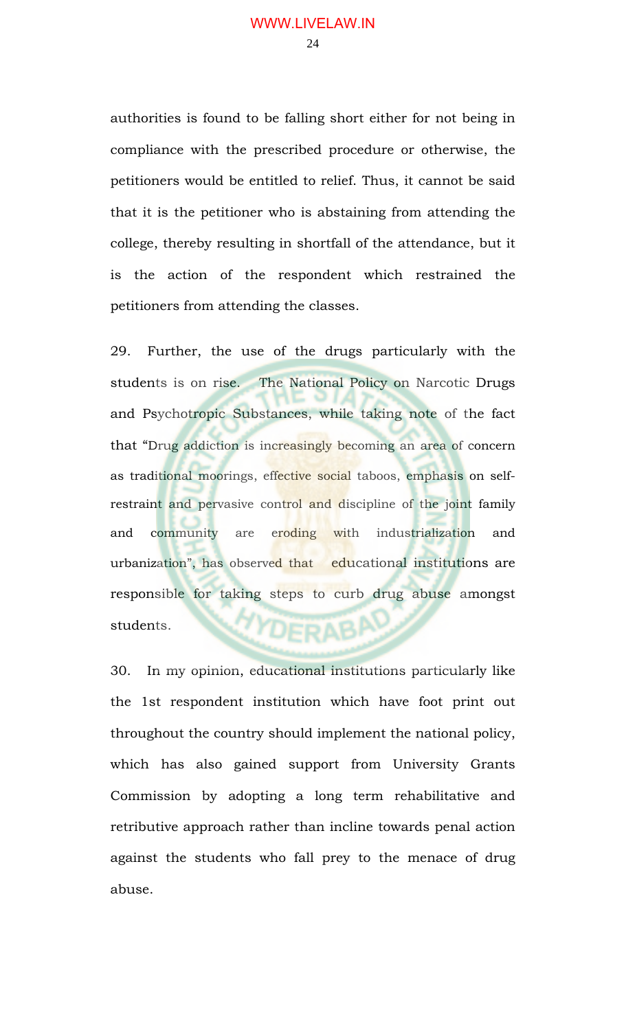authorities is found to be falling short either for not being in compliance with the prescribed procedure or otherwise, the petitioners would be entitled to relief. Thus, it cannot be said that it is the petitioner who is abstaining from attending the college, thereby resulting in shortfall of the attendance, but it is the action of the respondent which restrained the petitioners from attending the classes.

29. Further, the use of the drugs particularly with the students is on rise. The National Policy on Narcotic Drugs and Psychotropic Substances, while taking note of the fact that "Drug addiction is increasingly becoming an area of concern as traditional moorings, effective social taboos, emphasis on self-restraint and pervasive control and discipline of the joint family and community are eroding with industrialization and urbanization", has observed that educational institutions are responsible for taking steps to curb drug abuse amongst students.

30. In my opinion, educational institutions particularly like the 1st respondent institution which have foot print out throughout the country should implement the national policy, which has also gained support from University Grants Commission by adopting a long term rehabilitative and retributive approach rather than incline towards penal action against the students who fall prey to the menace of drug abuse.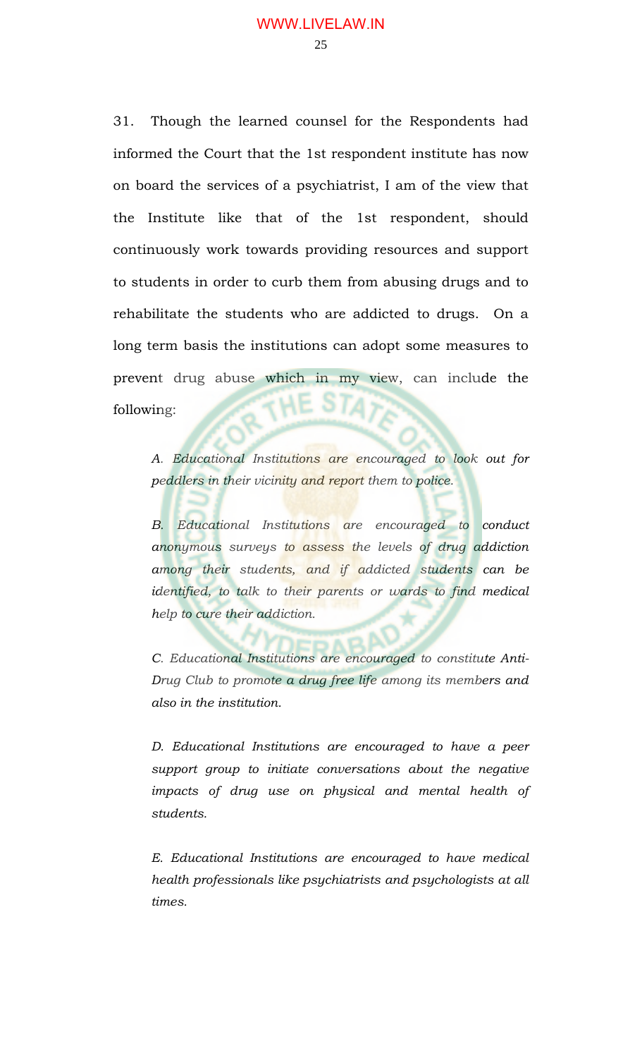31. Though the learned counsel for the Respondents had informed the Court that the 1st respondent institute has now on board the services of a psychiatrist, I am of the view that the Institute like that of the 1st respondent, should continuously work towards providing resources and support to students in order to curb them from abusing drugs and to rehabilitate the students who are addicted to drugs. On a long term basis the institutions can adopt some measures to prevent drug abuse which in my view, can include the following:

> *A. Educational Institutions are encouraged to look out for peddlers in their vicinity and report them to police.*
>
> *B. Educational Institutions are encouraged to conduct anonymous surveys to assess the levels of drug addiction among their students, and if addicted students can be identified, to talk to their parents or wards to find medical help to cure their addiction.*
>
> *C. Educational Institutions are encouraged to constitute Anti-Drug Club to promote a drug free life among its members and also in the institution.*
>
> *D. Educational Institutions are encouraged to have a peer support group to initiate conversations about the negative impacts of drug use on physical and mental health of students.*
>
> *E. Educational Institutions are encouraged to have medical health professionals like psychiatrists and psychologists at all times.*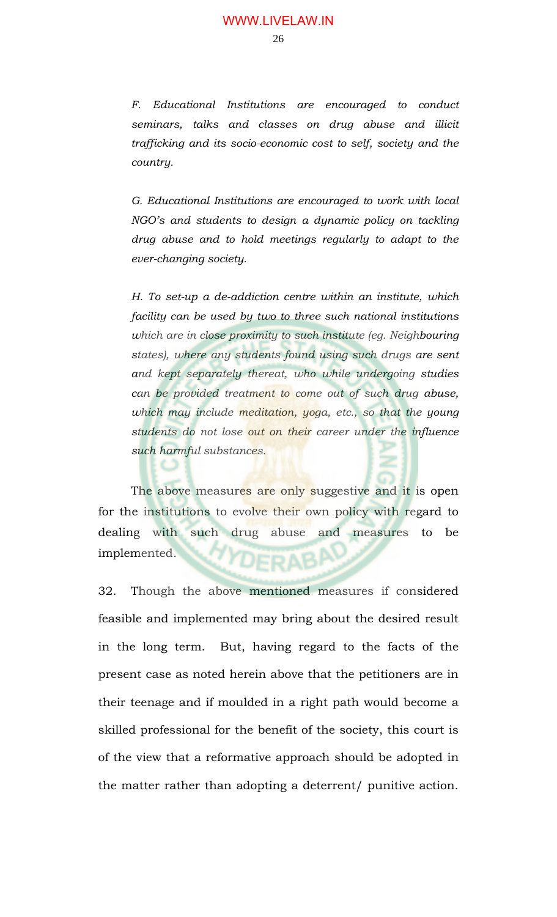*F. Educational Institutions are encouraged to conduct seminars, talks and classes on drug abuse and illicit trafficking and its socio-economic cost to self, society and the country.*

*G. Educational Institutions are encouraged to work with local NGO's and students to design a dynamic policy on tackling drug abuse and to hold meetings regularly to adapt to the ever-changing society.*

*H. To set-up a de-addiction centre within an institute, which facility can be used by two to three such national institutions which are in close proximity to such institute (eg. Neighbouring states), where any students found using such drugs are sent and kept separately thereat, who while undergoing studies can be provided treatment to come out of such drug abuse, which may include meditation, yoga, etc., so that the young students do not lose out on their career under the influence such harmful substances.*

The above measures are only suggestive and it is open for the institutions to evolve their own policy with regard to dealing with such drug abuse and measures to be implemented.

32. Though the above mentioned measures if considered feasible and implemented may bring about the desired result in the long term. But, having regard to the facts of the present case as noted herein above that the petitioners are in their teenage and if moulded in a right path would become a skilled professional for the benefit of the society, this court is of the view that a reformative approach should be adopted in the matter rather than adopting a deterrent/ punitive action.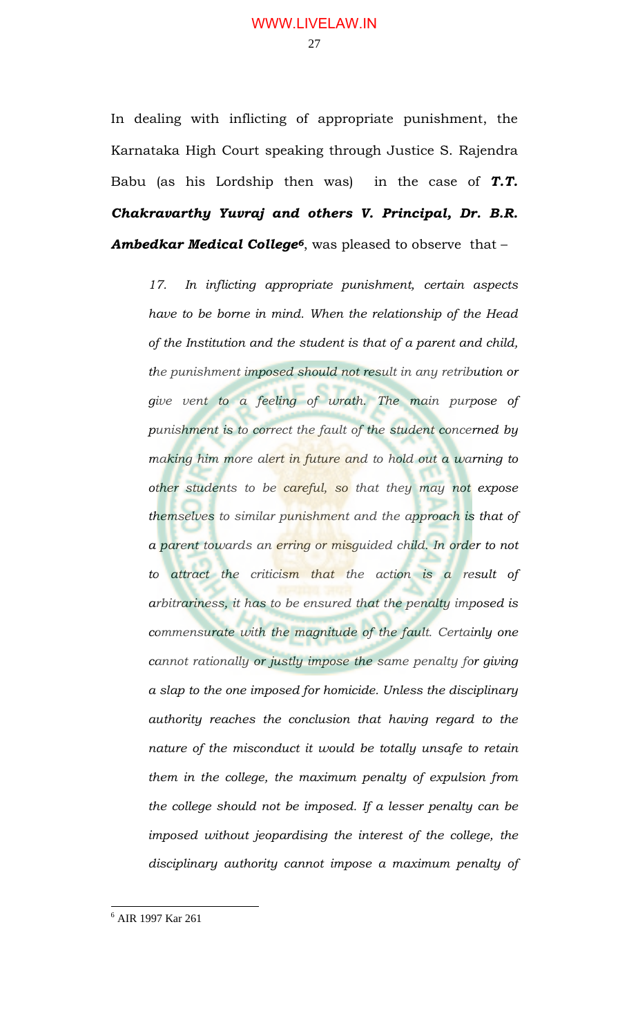In dealing with inflicting of appropriate punishment, the Karnataka High Court speaking through Justice S. Rajendra Babu (as his Lordship then was) in the case of ***T.T. Chakravarthy Yuvraj and others V. Principal, Dr. B.R. Ambedkar Medical College***[6], was pleased to observe that –

> *17. In inflicting appropriate punishment, certain aspects have to be borne in mind. When the relationship of the Head of the Institution and the student is that of a parent and child, the punishment imposed should not result in any retribution or give vent to a feeling of wrath. The main purpose of punishment is to correct the fault of the student concerned by making him more alert in future and to hold out a warning to other students to be careful, so that they may not expose themselves to similar punishment and the approach is that of a parent towards an erring or misguided child. In order to not to attract the criticism that the action is a result of arbitrariness, it has to be ensured that the penalty imposed is commensurate with the magnitude of the fault. Certainly one cannot rationally or justly impose the same penalty for giving a slap to the one imposed for homicide. Unless the disciplinary authority reaches the conclusion that having regard to the nature of the misconduct it would be totally unsafe to retain them in the college, the maximum penalty of expulsion from the college should not be imposed. If a lesser penalty can be imposed without jeopardising the interest of the college, the disciplinary authority cannot impose a maximum penalty of*

---

[6] AIR 1997 Kar 261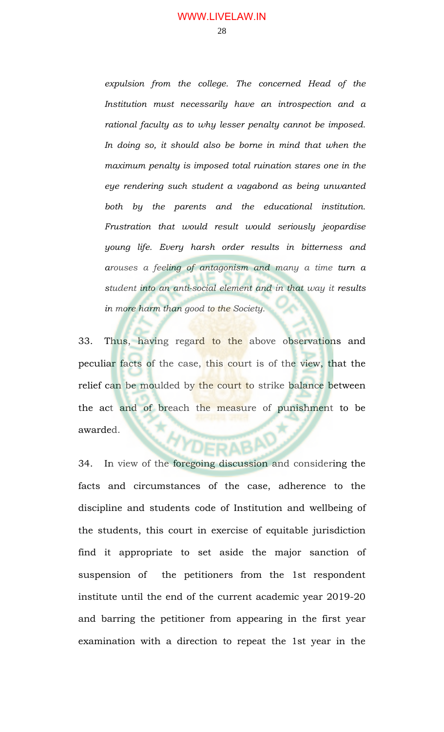*expulsion from the college. The concerned Head of the Institution must necessarily have an introspection and a rational faculty as to why lesser penalty cannot be imposed. In doing so, it should also be borne in mind that when the maximum penalty is imposed total ruination stares one in the eye rendering such student a vagabond as being unwanted both by the parents and the educational institution. Frustration that would result would seriously jeopardise young life. Every harsh order results in bitterness and arouses a feeling of antagonism and many a time turn a student into an anti-social element and in that way it results in more harm than good to the Society.*

33. Thus, having regard to the above observations and peculiar facts of the case, this court is of the view, that the relief can be moulded by the court to strike balance between the act and of breach the measure of punishment to be awarded.

34. In view of the foregoing discussion and considering the facts and circumstances of the case, adherence to the discipline and students code of Institution and wellbeing of the students, this court in exercise of equitable jurisdiction find it appropriate to set aside the major sanction of suspension of the petitioners from the 1st respondent institute until the end of the current academic year 2019-20 and barring the petitioner from appearing in the first year examination with a direction to repeat the 1st year in the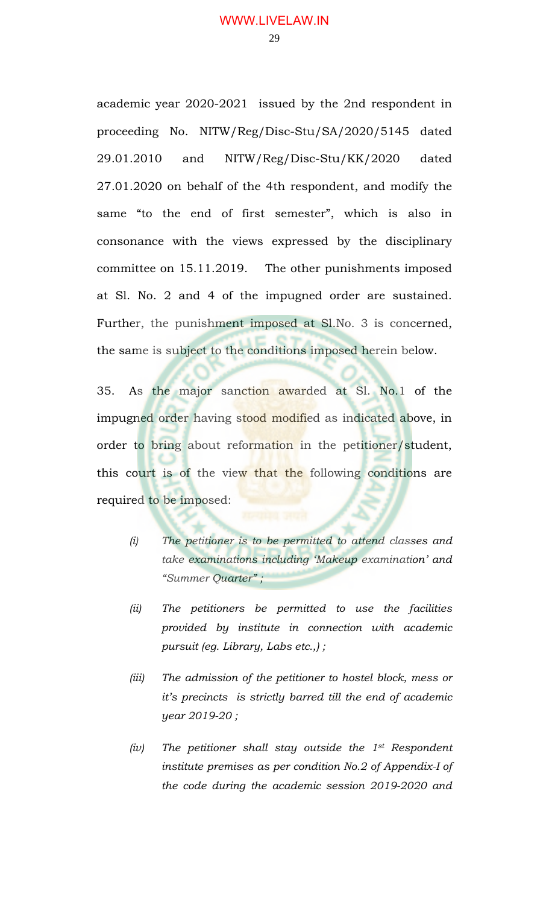academic year 2020-2021 issued by the 2nd respondent in proceeding No. NITW/Reg/Disc-Stu/SA/2020/5145 dated 29.01.2010 and NITW/Reg/Disc-Stu/KK/2020 dated 27.01.2020 on behalf of the 4th respondent, and modify the same "to the end of first semester", which is also in consonance with the views expressed by the disciplinary committee on 15.11.2019. The other punishments imposed at Sl. No. 2 and 4 of the impugned order are sustained. Further, the punishment imposed at Sl.No. 3 is concerned, the same is subject to the conditions imposed herein below.

35. As the major sanction awarded at Sl. No.1 of the impugned order having stood modified as indicated above, in order to bring about reformation in the petitioner/student, this court is of the view that the following conditions are required to be imposed:

*(i) The petitioner is to be permitted to attend classes and take examinations including 'Makeup examination' and "Summer Quarter" ;*

*(ii) The petitioners be permitted to use the facilities provided by institute in connection with academic pursuit (eg. Library, Labs etc.,) ;*

*(iii) The admission of the petitioner to hostel block, mess or it's precincts is strictly barred till the end of academic year 2019-20 ;*

*(iv) The petitioner shall stay outside the 1st Respondent institute premises as per condition No.2 of Appendix-I of the code during the academic session 2019-2020 and*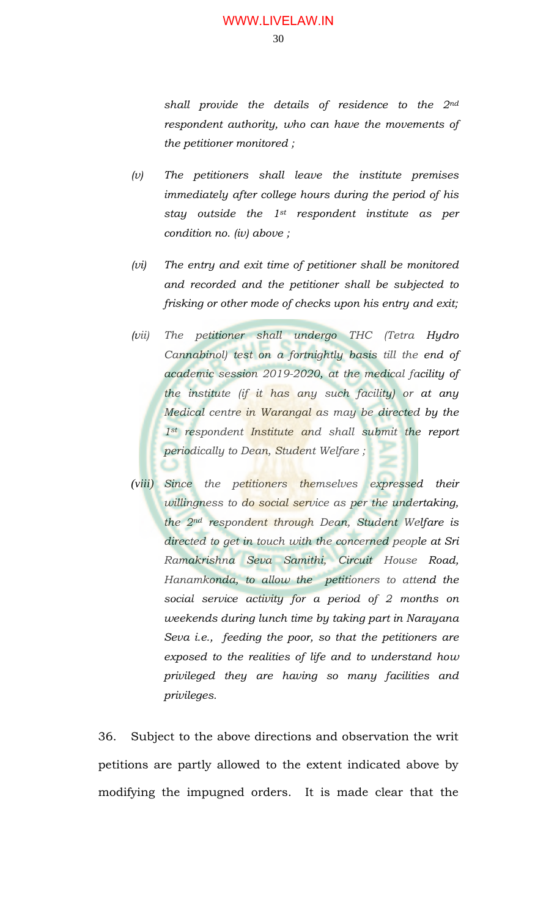*shall provide the details of residence to the 2nd respondent authority, who can have the movements of the petitioner monitored ;*

*(v)* *The petitioners shall leave the institute premises immediately after college hours during the period of his stay outside the 1st respondent institute as per condition no. (iv) above ;*

*(vi)* *The entry and exit time of petitioner shall be monitored and recorded and the petitioner shall be subjected to frisking or other mode of checks upon his entry and exit;*

*(vii)* *The petitioner shall undergo THC (Tetra Hydro Cannabinol) test on a fortnightly basis till the end of academic session 2019-2020, at the medical facility of the institute (if it has any such facility) or at any Medical centre in Warangal as may be directed by the 1st respondent Institute and shall submit the report periodically to Dean, Student Welfare ;*

*(viii)* *Since the petitioners themselves expressed their willingness to do social service as per the undertaking, the 2nd respondent through Dean, Student Welfare is directed to get in touch with the concerned people at Sri Ramakrishna Seva Samithi, Circuit House Road, Hanamkonda, to allow the petitioners to attend the social service activity for a period of 2 months on weekends during lunch time by taking part in Narayana Seva i.e., feeding the poor, so that the petitioners are exposed to the realities of life and to understand how privileged they are having so many facilities and privileges.*

36. Subject to the above directions and observation the writ petitions are partly allowed to the extent indicated above by modifying the impugned orders. It is made clear that the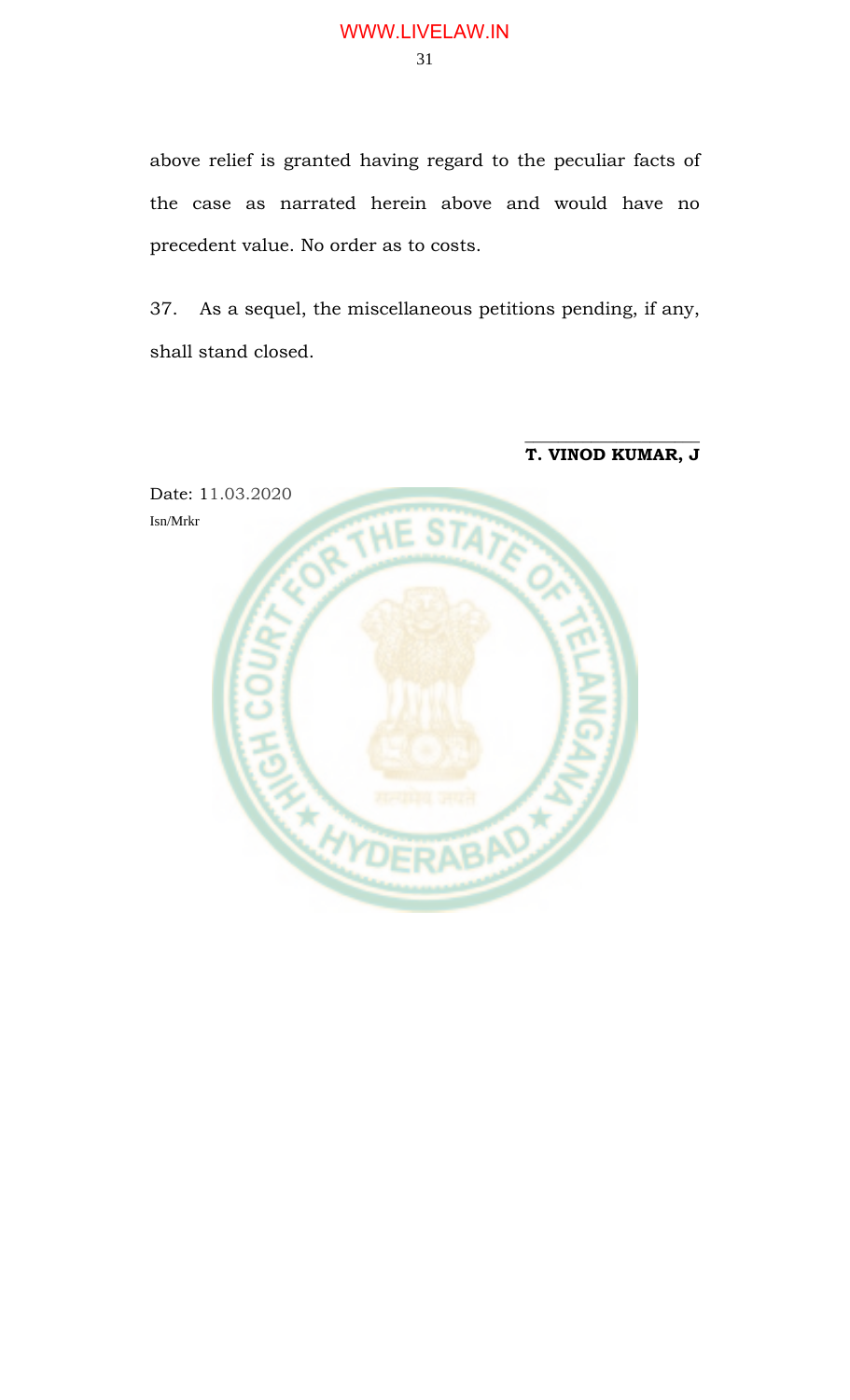above relief is granted having regard to the peculiar facts of the case as narrated herein above and would have no precedent value. No order as to costs.

37. As a sequel, the miscellaneous petitions pending, if any, shall stand closed.

**T. VINOD KUMAR, J**

Date: 11.03.2020

Isn/Mrkr